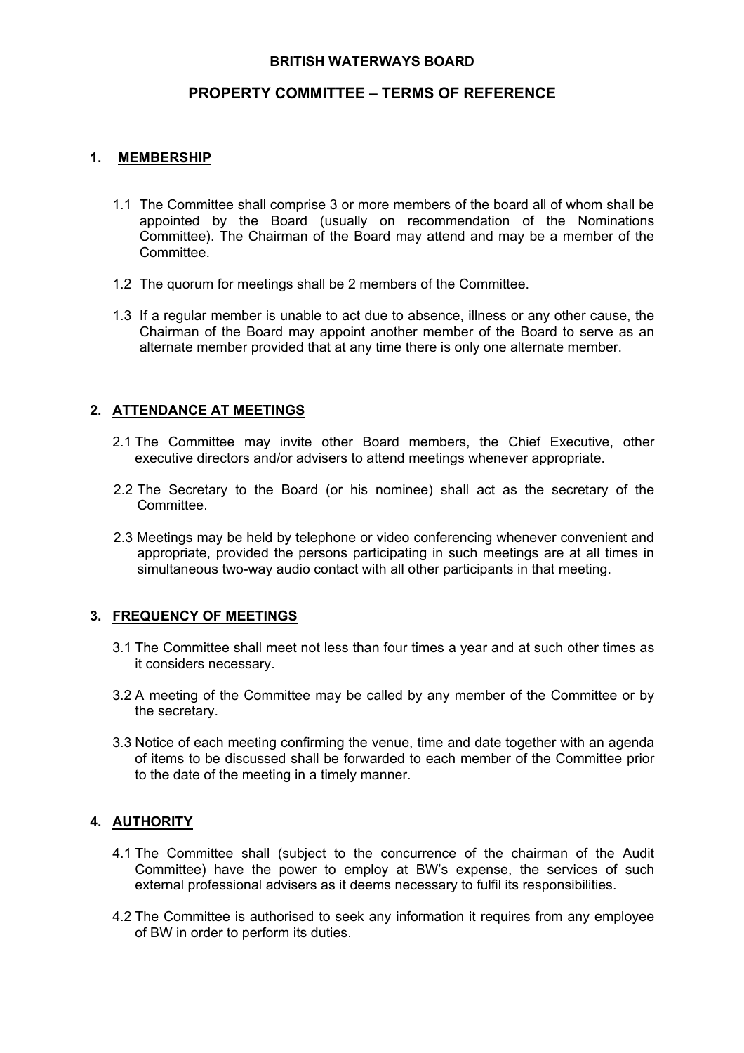**BRITISH WATERWAYS BOARD**

# PROPERTY COMMITTEE – TERMS OF REFERENCE

## 1. MEMBERSHIP

1.1 The Committee shall comprise 3 or more members of the board all of whom shall be appointed by the Board (usually on recommendation of the Nominations Committee). The Chairman of the Board may attend and may be a member of the Committee.

1.2 The quorum for meetings shall be 2 members of the Committee.

1.3 If a regular member is unable to act due to absence, illness or any other cause, the Chairman of the Board may appoint another member of the Board to serve as an alternate member provided that at any time there is only one alternate member.

## 2. ATTENDANCE AT MEETINGS

2.1 The Committee may invite other Board members, the Chief Executive, other executive directors and/or advisers to attend meetings whenever appropriate.

2.2 The Secretary to the Board (or his nominee) shall act as the secretary of the Committee.

2.3 Meetings may be held by telephone or video conferencing whenever convenient and appropriate, provided the persons participating in such meetings are at all times in simultaneous two-way audio contact with all other participants in that meeting.

## 3. FREQUENCY OF MEETINGS

3.1 The Committee shall meet not less than four times a year and at such other times as it considers necessary.

3.2 A meeting of the Committee may be called by any member of the Committee or by the secretary.

3.3 Notice of each meeting confirming the venue, time and date together with an agenda of items to be discussed shall be forwarded to each member of the Committee prior to the date of the meeting in a timely manner.

## 4. AUTHORITY

4.1 The Committee shall (subject to the concurrence of the chairman of the Audit Committee) have the power to employ at BW's expense, the services of such external professional advisers as it deems necessary to fulfil its responsibilities.

4.2 The Committee is authorised to seek any information it requires from any employee of BW in order to perform its duties.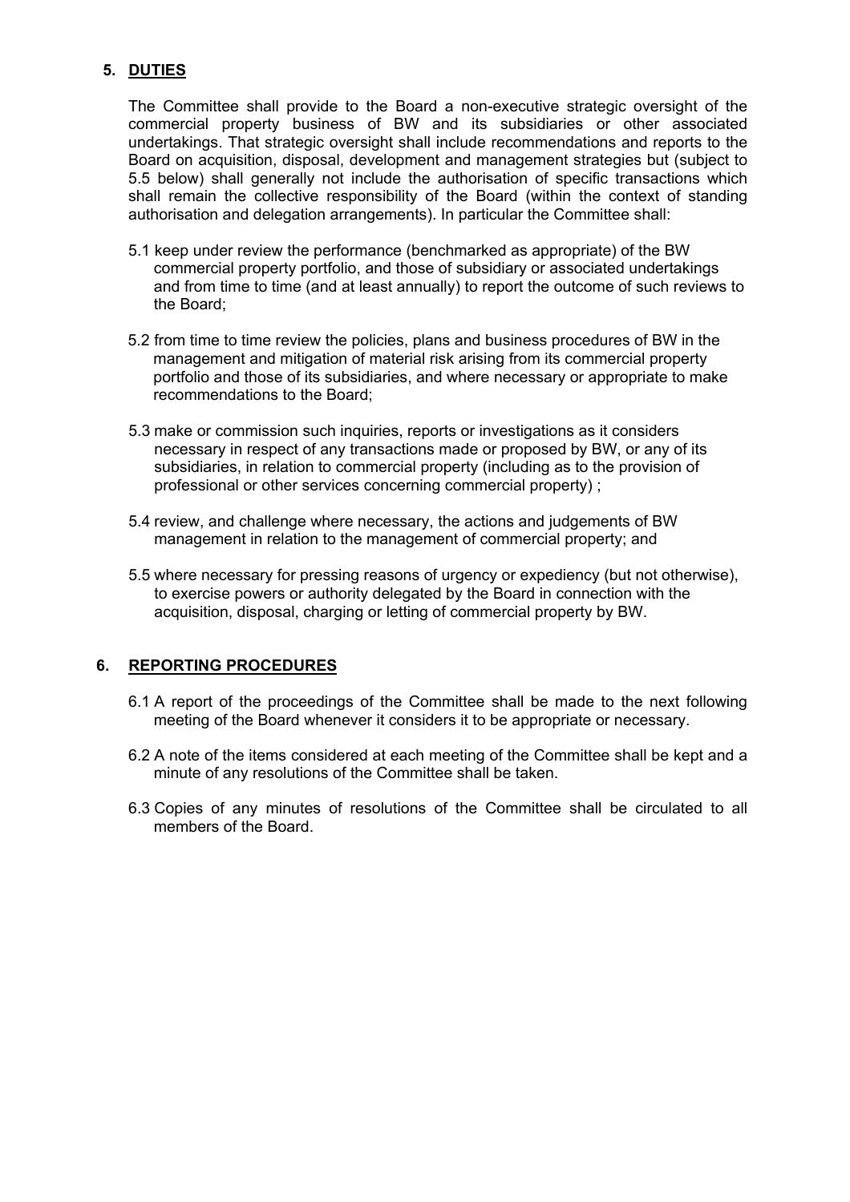## 5. DUTIES

The Committee shall provide to the Board a non-executive strategic oversight of the commercial property business of BW and its subsidiaries or other associated undertakings. That strategic oversight shall include recommendations and reports to the Board on acquisition, disposal, development and management strategies but (subject to 5.5 below) shall generally not include the authorisation of specific transactions which shall remain the collective responsibility of the Board (within the context of standing authorisation and delegation arrangements). In particular the Committee shall:

5.1 keep under review the performance (benchmarked as appropriate) of the BW commercial property portfolio, and those of subsidiary or associated undertakings and from time to time (and at least annually) to report the outcome of such reviews to the Board;

5.2 from time to time review the policies, plans and business procedures of BW in the management and mitigation of material risk arising from its commercial property portfolio and those of its subsidiaries, and where necessary or appropriate to make recommendations to the Board;

5.3 make or commission such inquiries, reports or investigations as it considers necessary in respect of any transactions made or proposed by BW, or any of its subsidiaries, in relation to commercial property (including as to the provision of professional or other services concerning commercial property) ;

5.4 review, and challenge where necessary, the actions and judgements of BW management in relation to the management of commercial property; and

5.5 where necessary for pressing reasons of urgency or expediency (but not otherwise), to exercise powers or authority delegated by the Board in connection with the acquisition, disposal, charging or letting of commercial property by BW.

## 6. REPORTING PROCEDURES

6.1 A report of the proceedings of the Committee shall be made to the next following meeting of the Board whenever it considers it to be appropriate or necessary.

6.2 A note of the items considered at each meeting of the Committee shall be kept and a minute of any resolutions of the Committee shall be taken.

6.3 Copies of any minutes of resolutions of the Committee shall be circulated to all members of the Board.